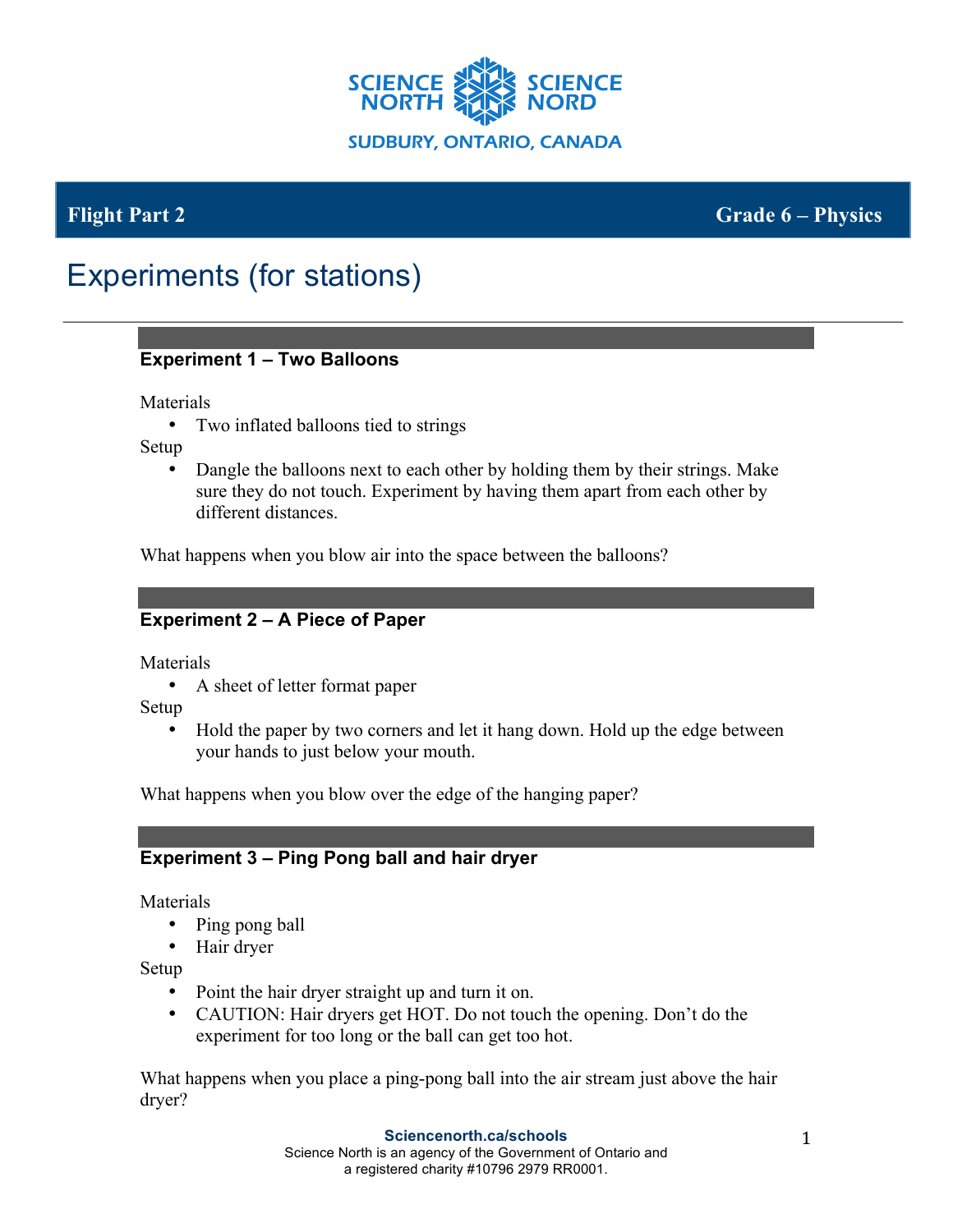**Flight Part 2** **Grade 6 – Physics**

# Experiments (for stations)

### Experiment 1 – Two Balloons

Materials

- Two inflated balloons tied to strings

Setup

- Dangle the balloons next to each other by holding them by their strings. Make sure they do not touch. Experiment by having them apart from each other by different distances.

What happens when you blow air into the space between the balloons?

### Experiment 2 – A Piece of Paper

Materials

- A sheet of letter format paper

Setup

- Hold the paper by two corners and let it hang down. Hold up the edge between your hands to just below your mouth.

What happens when you blow over the edge of the hanging paper?

### Experiment 3 – Ping Pong ball and hair dryer

Materials

- Ping pong ball
- Hair dryer

Setup

- Point the hair dryer straight up and turn it on.
- CAUTION: Hair dryers get HOT. Do not touch the opening. Don't do the experiment for too long or the ball can get too hot.

What happens when you place a ping-pong ball into the air stream just above the hair dryer?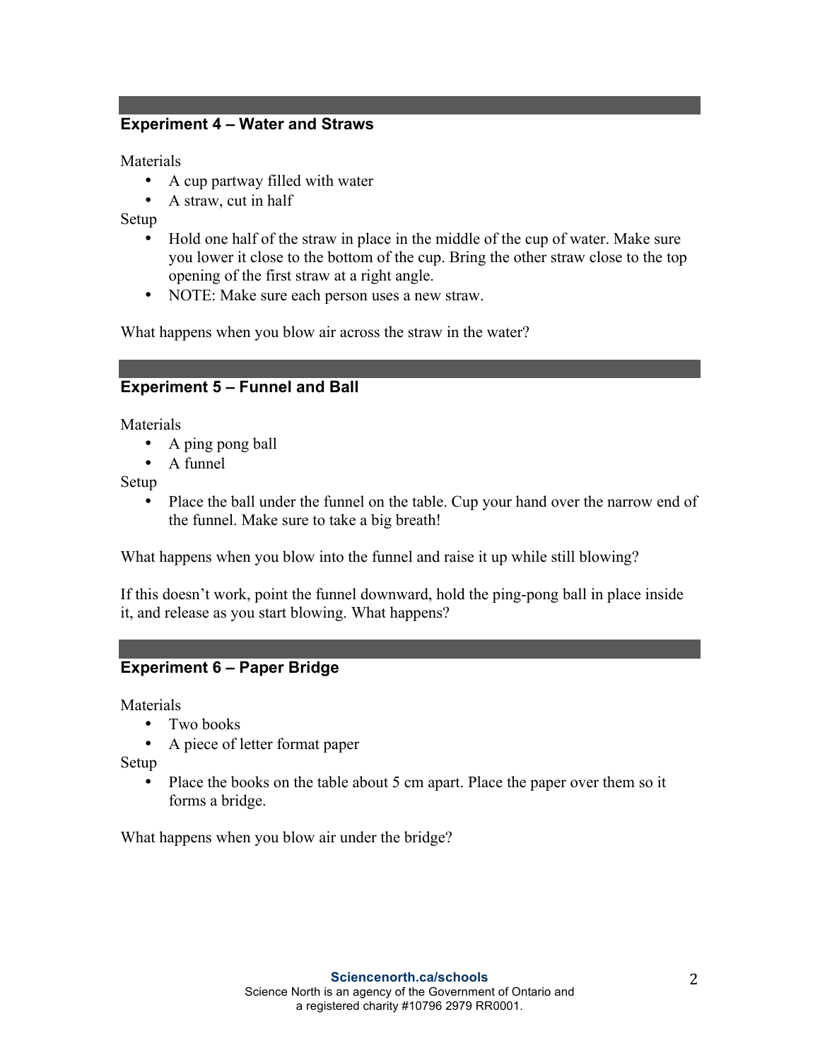### Experiment 4 – Water and Straws

Materials

- A cup partway filled with water
- A straw, cut in half

Setup

- Hold one half of the straw in place in the middle of the cup of water. Make sure you lower it close to the bottom of the cup. Bring the other straw close to the top opening of the first straw at a right angle.
- NOTE: Make sure each person uses a new straw.

What happens when you blow air across the straw in the water?

### Experiment 5 – Funnel and Ball

Materials

- A ping pong ball
- A funnel

Setup

- Place the ball under the funnel on the table. Cup your hand over the narrow end of the funnel. Make sure to take a big breath!

What happens when you blow into the funnel and raise it up while still blowing?

If this doesn't work, point the funnel downward, hold the ping-pong ball in place inside it, and release as you start blowing. What happens?

### Experiment 6 – Paper Bridge

Materials

- Two books
- A piece of letter format paper

Setup

- Place the books on the table about 5 cm apart. Place the paper over them so it forms a bridge.

What happens when you blow air under the bridge?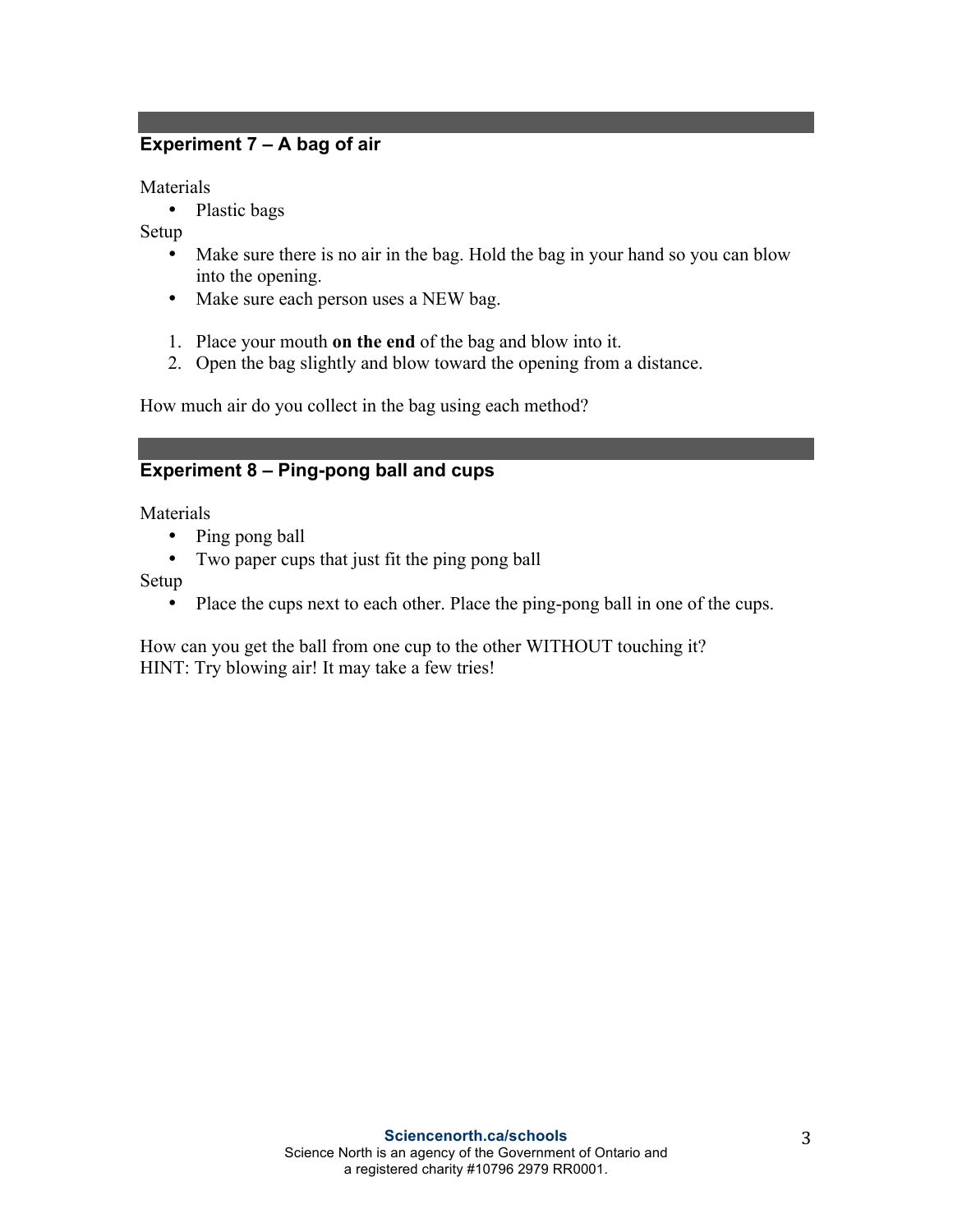## Experiment 7 – A bag of air

Materials

- Plastic bags

Setup

- Make sure there is no air in the bag. Hold the bag in your hand so you can blow into the opening.
- Make sure each person uses a NEW bag.

1. Place your mouth **on the end** of the bag and blow into it.
2. Open the bag slightly and blow toward the opening from a distance.

How much air do you collect in the bag using each method?

## Experiment 8 – Ping-pong ball and cups

Materials

- Ping pong ball
- Two paper cups that just fit the ping pong ball

Setup

- Place the cups next to each other. Place the ping-pong ball in one of the cups.

How can you get the ball from one cup to the other WITHOUT touching it?
HINT: Try blowing air! It may take a few tries!

**Sciencenorth.ca/schools**
Science North is an agency of the Government of Ontario and a registered charity #10796 2979 RR0001.